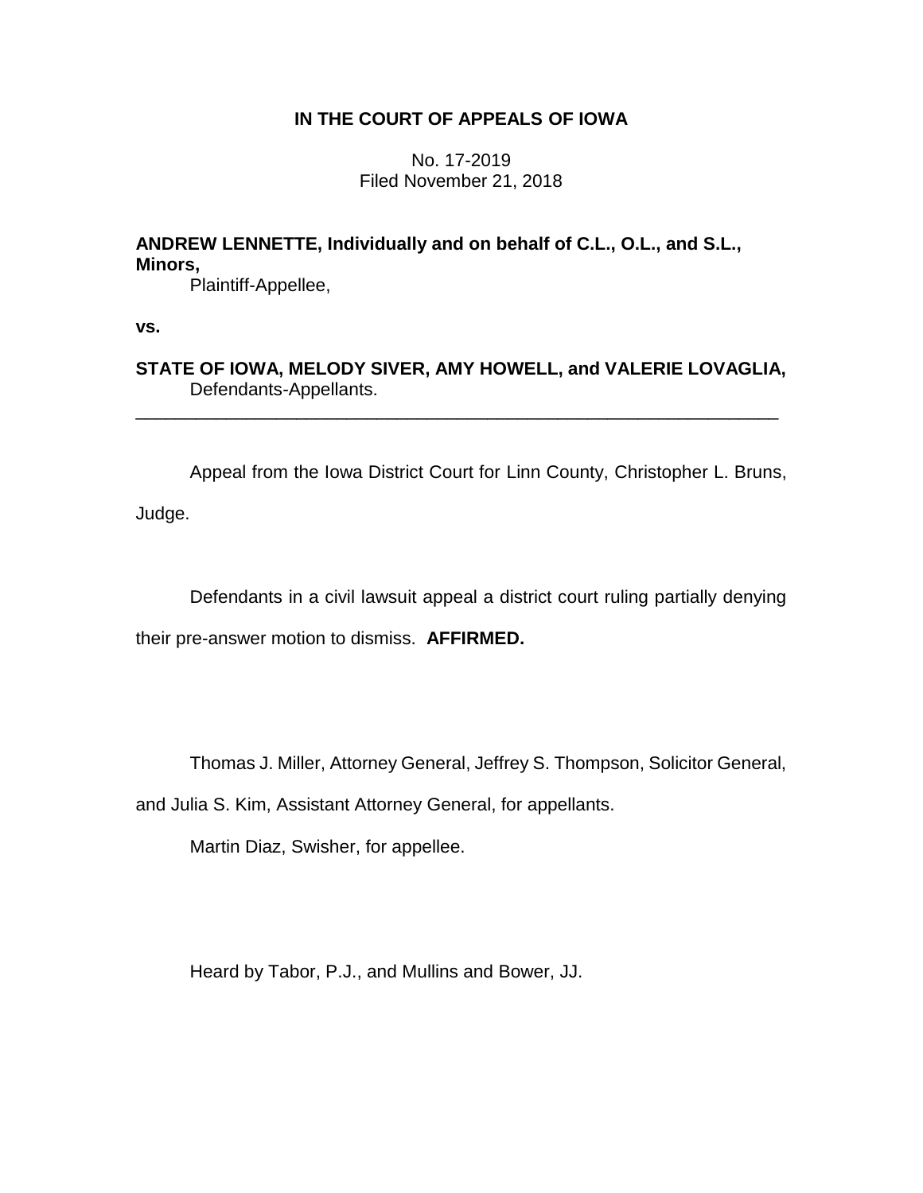**IN THE COURT OF APPEALS OF IOWA**

No. 17-2019
Filed November 21, 2018

**ANDREW LENNETTE, Individually and on behalf of C.L., O.L., and S.L., Minors,**
Plaintiff-Appellee,

**vs.**

**STATE OF IOWA, MELODY SIVER, AMY HOWELL, and VALERIE LOVAGLIA,**
Defendants-Appellants.

---

Appeal from the Iowa District Court for Linn County, Christopher L. Bruns, Judge.

Defendants in a civil lawsuit appeal a district court ruling partially denying their pre-answer motion to dismiss. **AFFIRMED.**

Thomas J. Miller, Attorney General, Jeffrey S. Thompson, Solicitor General, and Julia S. Kim, Assistant Attorney General, for appellants.

Martin Diaz, Swisher, for appellee.

Heard by Tabor, P.J., and Mullins and Bower, JJ.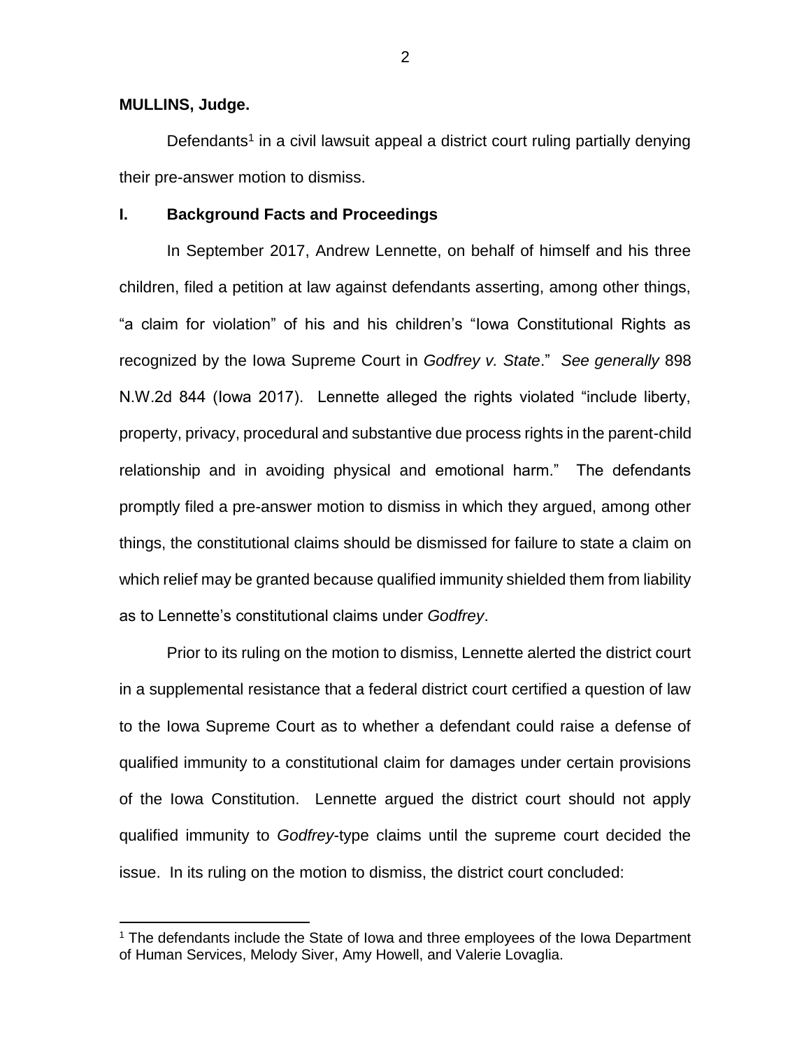**MULLINS, Judge.**

Defendants[1] in a civil lawsuit appeal a district court ruling partially denying their pre-answer motion to dismiss.

## I. Background Facts and Proceedings

In September 2017, Andrew Lennette, on behalf of himself and his three children, filed a petition at law against defendants asserting, among other things, "a claim for violation" of his and his children's "Iowa Constitutional Rights as recognized by the Iowa Supreme Court in *Godfrey v. State*." *See generally* 898 N.W.2d 844 (Iowa 2017). Lennette alleged the rights violated "include liberty, property, privacy, procedural and substantive due process rights in the parent-child relationship and in avoiding physical and emotional harm." The defendants promptly filed a pre-answer motion to dismiss in which they argued, among other things, the constitutional claims should be dismissed for failure to state a claim on which relief may be granted because qualified immunity shielded them from liability as to Lennette's constitutional claims under *Godfrey*.

Prior to its ruling on the motion to dismiss, Lennette alerted the district court in a supplemental resistance that a federal district court certified a question of law to the Iowa Supreme Court as to whether a defendant could raise a defense of qualified immunity to a constitutional claim for damages under certain provisions of the Iowa Constitution. Lennette argued the district court should not apply qualified immunity to *Godfrey*-type claims until the supreme court decided the issue. In its ruling on the motion to dismiss, the district court concluded:

[1] The defendants include the State of Iowa and three employees of the Iowa Department of Human Services, Melody Siver, Amy Howell, and Valerie Lovaglia.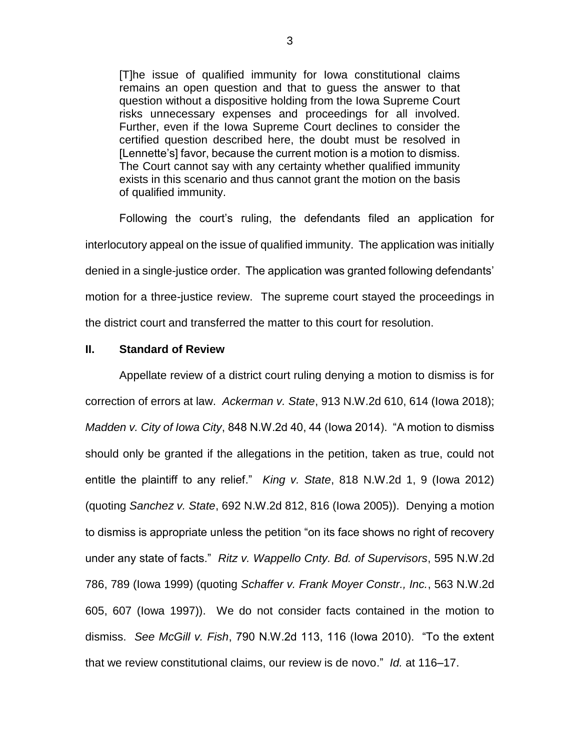> [T]he issue of qualified immunity for Iowa constitutional claims remains an open question and that to guess the answer to that question without a dispositive holding from the Iowa Supreme Court risks unnecessary expenses and proceedings for all involved. Further, even if the Iowa Supreme Court declines to consider the certified question described here, the doubt must be resolved in [Lennette's] favor, because the current motion is a motion to dismiss. The Court cannot say with any certainty whether qualified immunity exists in this scenario and thus cannot grant the motion on the basis of qualified immunity.

Following the court's ruling, the defendants filed an application for interlocutory appeal on the issue of qualified immunity. The application was initially denied in a single-justice order. The application was granted following defendants' motion for a three-justice review. The supreme court stayed the proceedings in the district court and transferred the matter to this court for resolution.

## II. Standard of Review

Appellate review of a district court ruling denying a motion to dismiss is for correction of errors at law. *Ackerman v. State*, 913 N.W.2d 610, 614 (Iowa 2018); *Madden v. City of Iowa City*, 848 N.W.2d 40, 44 (Iowa 2014). "A motion to dismiss should only be granted if the allegations in the petition, taken as true, could not entitle the plaintiff to any relief." *King v. State*, 818 N.W.2d 1, 9 (Iowa 2012) (quoting *Sanchez v. State*, 692 N.W.2d 812, 816 (Iowa 2005)). Denying a motion to dismiss is appropriate unless the petition "on its face shows no right of recovery under any state of facts." *Ritz v. Wappello Cnty. Bd. of Supervisors*, 595 N.W.2d 786, 789 (Iowa 1999) (quoting *Schaffer v. Frank Moyer Constr., Inc.*, 563 N.W.2d 605, 607 (Iowa 1997)). We do not consider facts contained in the motion to dismiss. *See McGill v. Fish*, 790 N.W.2d 113, 116 (Iowa 2010). "To the extent that we review constitutional claims, our review is de novo." *Id.* at 116–17.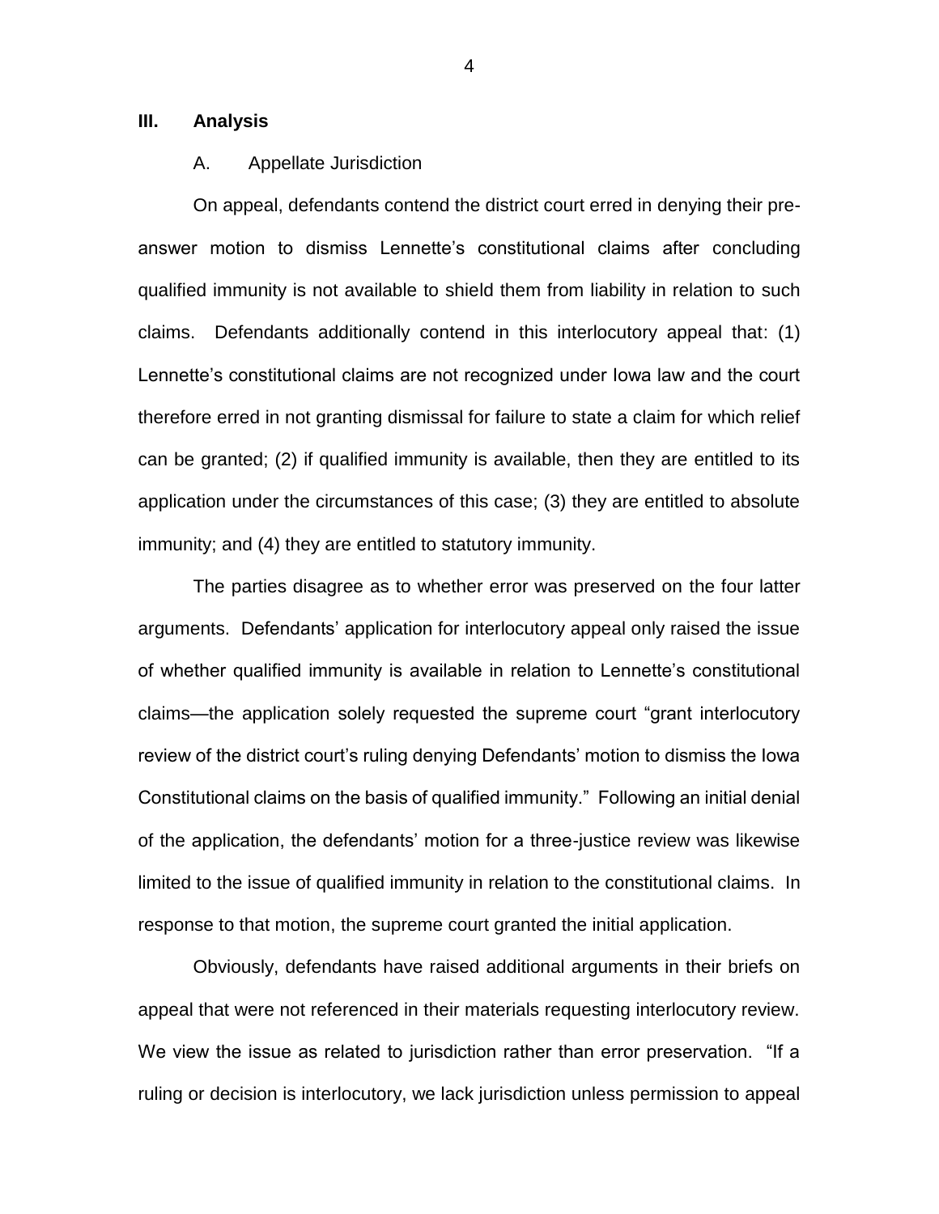## III. Analysis

### A. Appellate Jurisdiction

On appeal, defendants contend the district court erred in denying their pre-answer motion to dismiss Lennette's constitutional claims after concluding qualified immunity is not available to shield them from liability in relation to such claims. Defendants additionally contend in this interlocutory appeal that: (1) Lennette's constitutional claims are not recognized under Iowa law and the court therefore erred in not granting dismissal for failure to state a claim for which relief can be granted; (2) if qualified immunity is available, then they are entitled to its application under the circumstances of this case; (3) they are entitled to absolute immunity; and (4) they are entitled to statutory immunity.

The parties disagree as to whether error was preserved on the four latter arguments. Defendants' application for interlocutory appeal only raised the issue of whether qualified immunity is available in relation to Lennette's constitutional claims—the application solely requested the supreme court "grant interlocutory review of the district court's ruling denying Defendants' motion to dismiss the Iowa Constitutional claims on the basis of qualified immunity." Following an initial denial of the application, the defendants' motion for a three-justice review was likewise limited to the issue of qualified immunity in relation to the constitutional claims. In response to that motion, the supreme court granted the initial application.

Obviously, defendants have raised additional arguments in their briefs on appeal that were not referenced in their materials requesting interlocutory review. We view the issue as related to jurisdiction rather than error preservation. "If a ruling or decision is interlocutory, we lack jurisdiction unless permission to appeal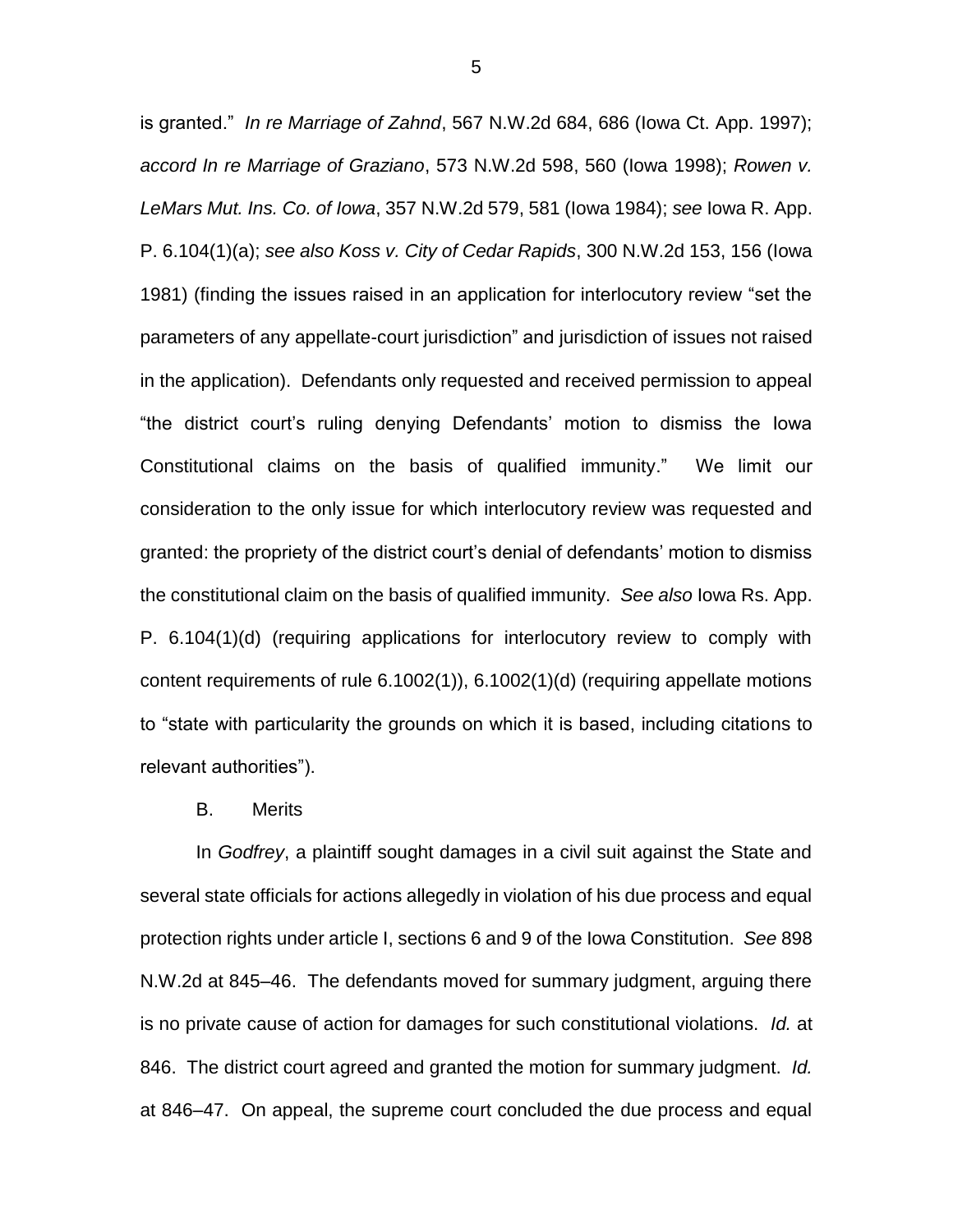is granted." *In re Marriage of Zahnd*, 567 N.W.2d 684, 686 (Iowa Ct. App. 1997); *accord In re Marriage of Graziano*, 573 N.W.2d 598, 560 (Iowa 1998); *Rowen v. LeMars Mut. Ins. Co. of Iowa*, 357 N.W.2d 579, 581 (Iowa 1984); *see* Iowa R. App. P. 6.104(1)(a); *see also Koss v. City of Cedar Rapids*, 300 N.W.2d 153, 156 (Iowa 1981) (finding the issues raised in an application for interlocutory review "set the parameters of any appellate-court jurisdiction" and jurisdiction of issues not raised in the application). Defendants only requested and received permission to appeal "the district court's ruling denying Defendants' motion to dismiss the Iowa Constitutional claims on the basis of qualified immunity." We limit our consideration to the only issue for which interlocutory review was requested and granted: the propriety of the district court's denial of defendants' motion to dismiss the constitutional claim on the basis of qualified immunity. *See also* Iowa Rs. App. P. 6.104(1)(d) (requiring applications for interlocutory review to comply with content requirements of rule 6.1002(1)), 6.1002(1)(d) (requiring appellate motions to "state with particularity the grounds on which it is based, including citations to relevant authorities").

B. Merits

In *Godfrey*, a plaintiff sought damages in a civil suit against the State and several state officials for actions allegedly in violation of his due process and equal protection rights under article I, sections 6 and 9 of the Iowa Constitution. *See* 898 N.W.2d at 845–46. The defendants moved for summary judgment, arguing there is no private cause of action for damages for such constitutional violations. *Id.* at 846. The district court agreed and granted the motion for summary judgment. *Id.* at 846–47. On appeal, the supreme court concluded the due process and equal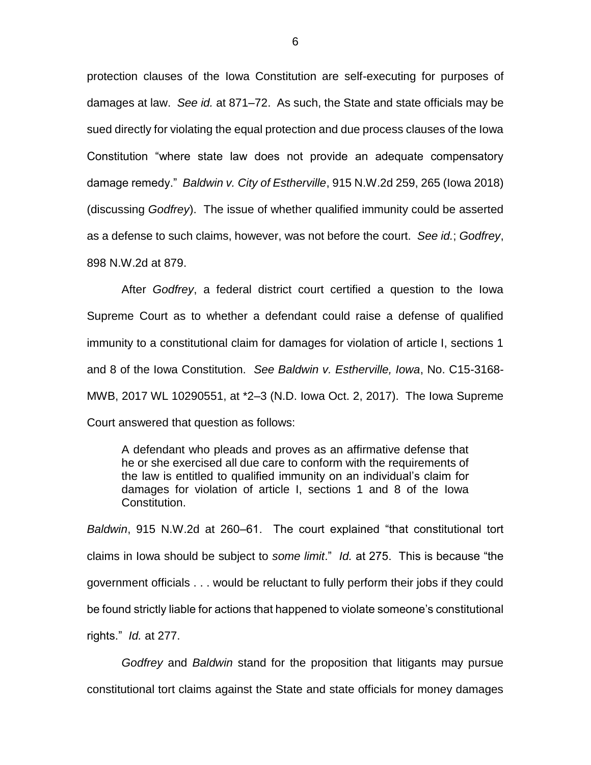protection clauses of the Iowa Constitution are self-executing for purposes of damages at law. *See id.* at 871–72. As such, the State and state officials may be sued directly for violating the equal protection and due process clauses of the Iowa Constitution "where state law does not provide an adequate compensatory damage remedy." *Baldwin v. City of Estherville*, 915 N.W.2d 259, 265 (Iowa 2018) (discussing *Godfrey*). The issue of whether qualified immunity could be asserted as a defense to such claims, however, was not before the court. *See id.*; *Godfrey*, 898 N.W.2d at 879.

After *Godfrey*, a federal district court certified a question to the Iowa Supreme Court as to whether a defendant could raise a defense of qualified immunity to a constitutional claim for damages for violation of article I, sections 1 and 8 of the Iowa Constitution. *See Baldwin v. Estherville, Iowa*, No. C15-3168-MWB, 2017 WL 10290551, at *2–3 (N.D. Iowa Oct. 2, 2017). The Iowa Supreme Court answered that question as follows:

> A defendant who pleads and proves as an affirmative defense that he or she exercised all due care to conform with the requirements of the law is entitled to qualified immunity on an individual's claim for damages for violation of article I, sections 1 and 8 of the Iowa Constitution.

*Baldwin*, 915 N.W.2d at 260–61. The court explained "that constitutional tort claims in Iowa should be subject to *some limit*." *Id.* at 275. This is because "the government officials . . . would be reluctant to fully perform their jobs if they could be found strictly liable for actions that happened to violate someone's constitutional rights." *Id.* at 277.

*Godfrey* and *Baldwin* stand for the proposition that litigants may pursue constitutional tort claims against the State and state officials for money damages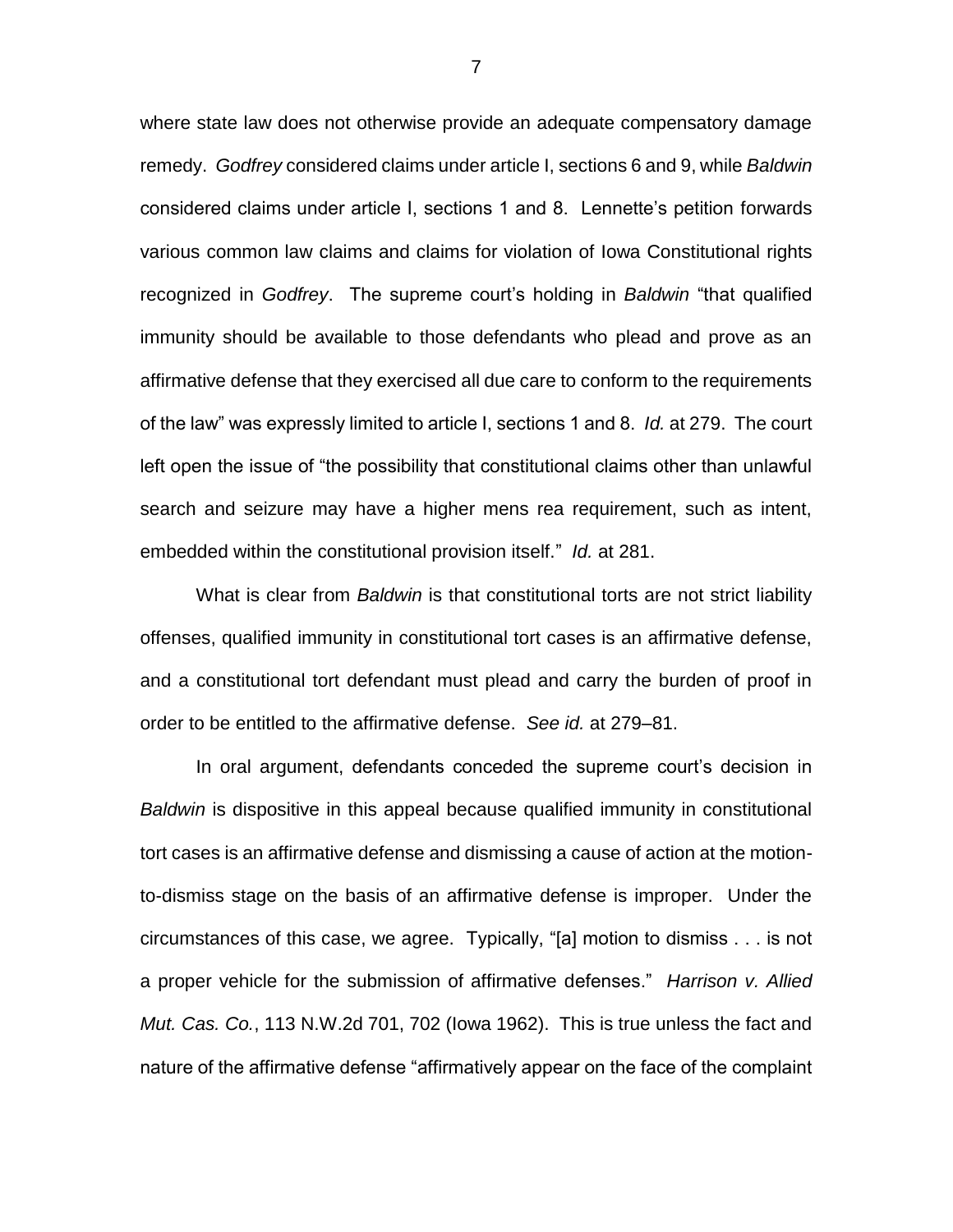where state law does not otherwise provide an adequate compensatory damage remedy. *Godfrey* considered claims under article I, sections 6 and 9, while *Baldwin* considered claims under article I, sections 1 and 8. Lennette's petition forwards various common law claims and claims for violation of Iowa Constitutional rights recognized in *Godfrey*. The supreme court's holding in *Baldwin* "that qualified immunity should be available to those defendants who plead and prove as an affirmative defense that they exercised all due care to conform to the requirements of the law" was expressly limited to article I, sections 1 and 8. *Id.* at 279. The court left open the issue of "the possibility that constitutional claims other than unlawful search and seizure may have a higher mens rea requirement, such as intent, embedded within the constitutional provision itself." *Id.* at 281.

What is clear from *Baldwin* is that constitutional torts are not strict liability offenses, qualified immunity in constitutional tort cases is an affirmative defense, and a constitutional tort defendant must plead and carry the burden of proof in order to be entitled to the affirmative defense. *See id.* at 279–81.

In oral argument, defendants conceded the supreme court's decision in *Baldwin* is dispositive in this appeal because qualified immunity in constitutional tort cases is an affirmative defense and dismissing a cause of action at the motion-to-dismiss stage on the basis of an affirmative defense is improper. Under the circumstances of this case, we agree. Typically, "[a] motion to dismiss . . . is not a proper vehicle for the submission of affirmative defenses." *Harrison v. Allied Mut. Cas. Co.*, 113 N.W.2d 701, 702 (Iowa 1962). This is true unless the fact and nature of the affirmative defense "affirmatively appear on the face of the complaint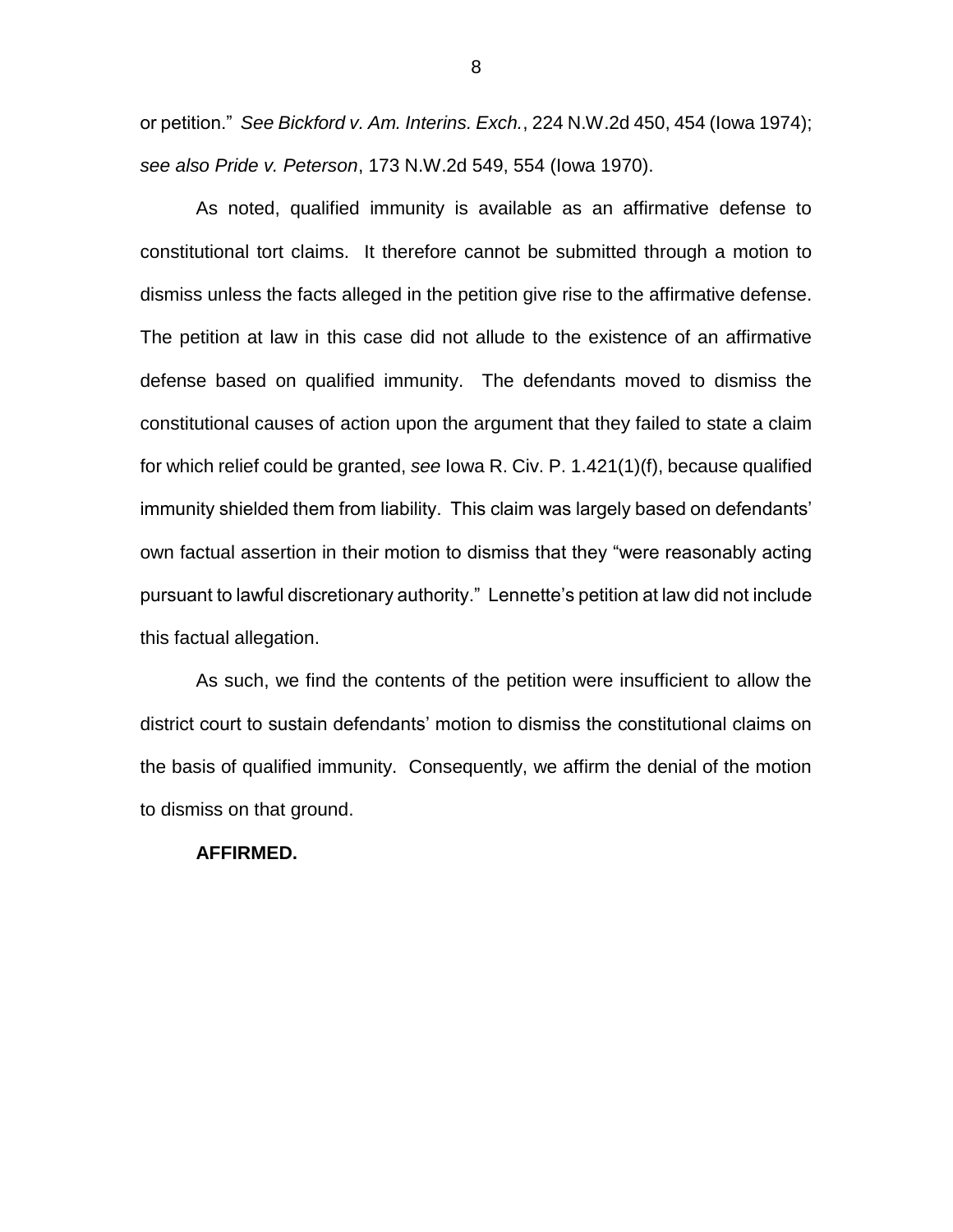or petition." *See Bickford v. Am. Interins. Exch.*, 224 N.W.2d 450, 454 (Iowa 1974); *see also Pride v. Peterson*, 173 N.W.2d 549, 554 (Iowa 1970).

As noted, qualified immunity is available as an affirmative defense to constitutional tort claims. It therefore cannot be submitted through a motion to dismiss unless the facts alleged in the petition give rise to the affirmative defense. The petition at law in this case did not allude to the existence of an affirmative defense based on qualified immunity. The defendants moved to dismiss the constitutional causes of action upon the argument that they failed to state a claim for which relief could be granted, *see* Iowa R. Civ. P. 1.421(1)(f), because qualified immunity shielded them from liability. This claim was largely based on defendants' own factual assertion in their motion to dismiss that they "were reasonably acting pursuant to lawful discretionary authority." Lennette's petition at law did not include this factual allegation.

As such, we find the contents of the petition were insufficient to allow the district court to sustain defendants' motion to dismiss the constitutional claims on the basis of qualified immunity. Consequently, we affirm the denial of the motion to dismiss on that ground.

**AFFIRMED.**